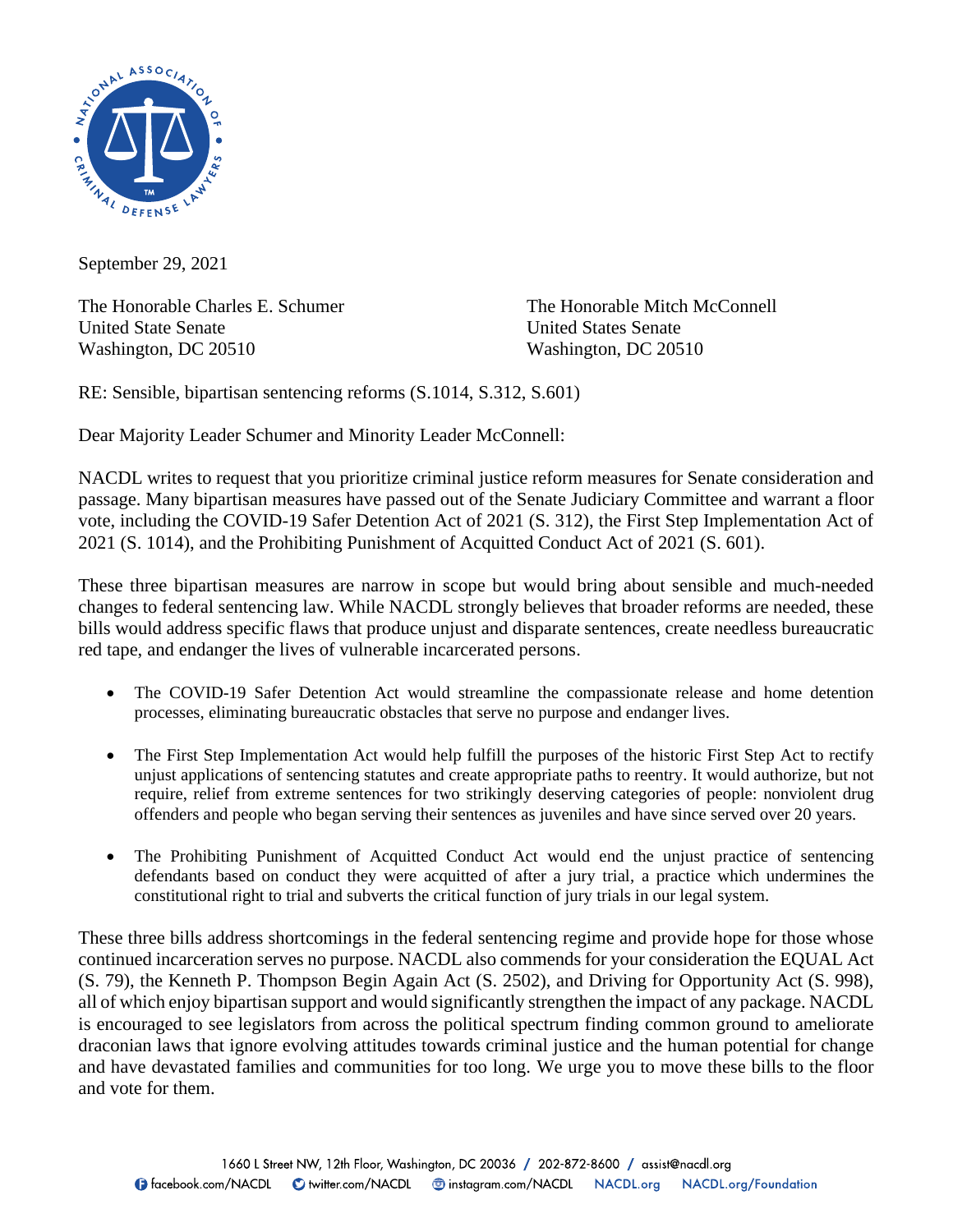September 29, 2021

The Honorable Charles E. Schumer
United States Senate
Washington, DC 20510

The Honorable Mitch McConnell
United States Senate
Washington, DC 20510

RE: Sensible, bipartisan sentencing reforms (S.1014, S.312, S.601)

Dear Majority Leader Schumer and Minority Leader McConnell:

NACDL writes to request that you prioritize criminal justice reform measures for Senate consideration and passage. Many bipartisan measures have passed out of the Senate Judiciary Committee and warrant a floor vote, including the COVID-19 Safer Detention Act of 2021 (S. 312), the First Step Implementation Act of 2021 (S. 1014), and the Prohibiting Punishment of Acquitted Conduct Act of 2021 (S. 601).

These three bipartisan measures are narrow in scope but would bring about sensible and much-needed changes to federal sentencing law. While NACDL strongly believes that broader reforms are needed, these bills would address specific flaws that produce unjust and disparate sentences, create needless bureaucratic red tape, and endanger the lives of vulnerable incarcerated persons.

- The COVID-19 Safer Detention Act would streamline the compassionate release and home detention processes, eliminating bureaucratic obstacles that serve no purpose and endanger lives.
- The First Step Implementation Act would help fulfill the purposes of the historic First Step Act to rectify unjust applications of sentencing statutes and create appropriate paths to reentry. It would authorize, but not require, relief from extreme sentences for two strikingly deserving categories of people: nonviolent drug offenders and people who began serving their sentences as juveniles and have since served over 20 years.
- The Prohibiting Punishment of Acquitted Conduct Act would end the unjust practice of sentencing defendants based on conduct they were acquitted of after a jury trial, a practice which undermines the constitutional right to trial and subverts the critical function of jury trials in our legal system.

These three bills address shortcomings in the federal sentencing regime and provide hope for those whose continued incarceration serves no purpose. NACDL also commends for your consideration the EQUAL Act (S. 79), the Kenneth P. Thompson Begin Again Act (S. 2502), and Driving for Opportunity Act (S. 998), all of which enjoy bipartisan support and would significantly strengthen the impact of any package. NACDL is encouraged to see legislators from across the political spectrum finding common ground to ameliorate draconian laws that ignore evolving attitudes towards criminal justice and the human potential for change and have devastated families and communities for too long. We urge you to move these bills to the floor and vote for them.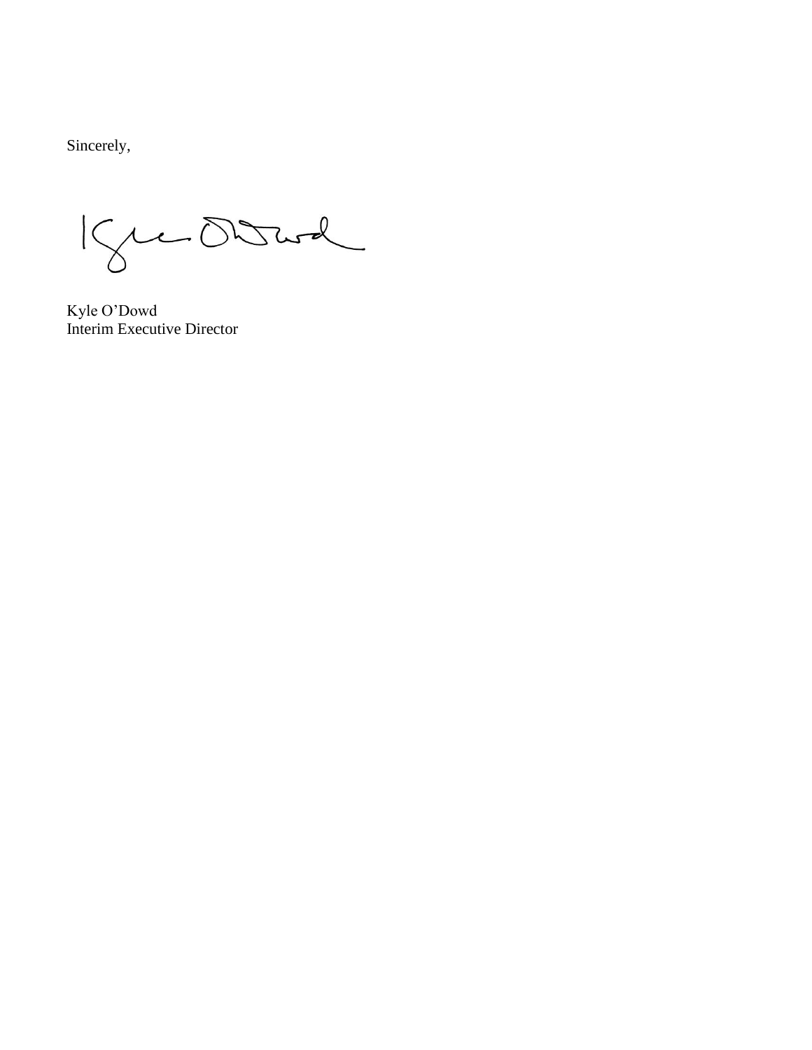Sincerely,

Kyle O'Dowd
Interim Executive Director